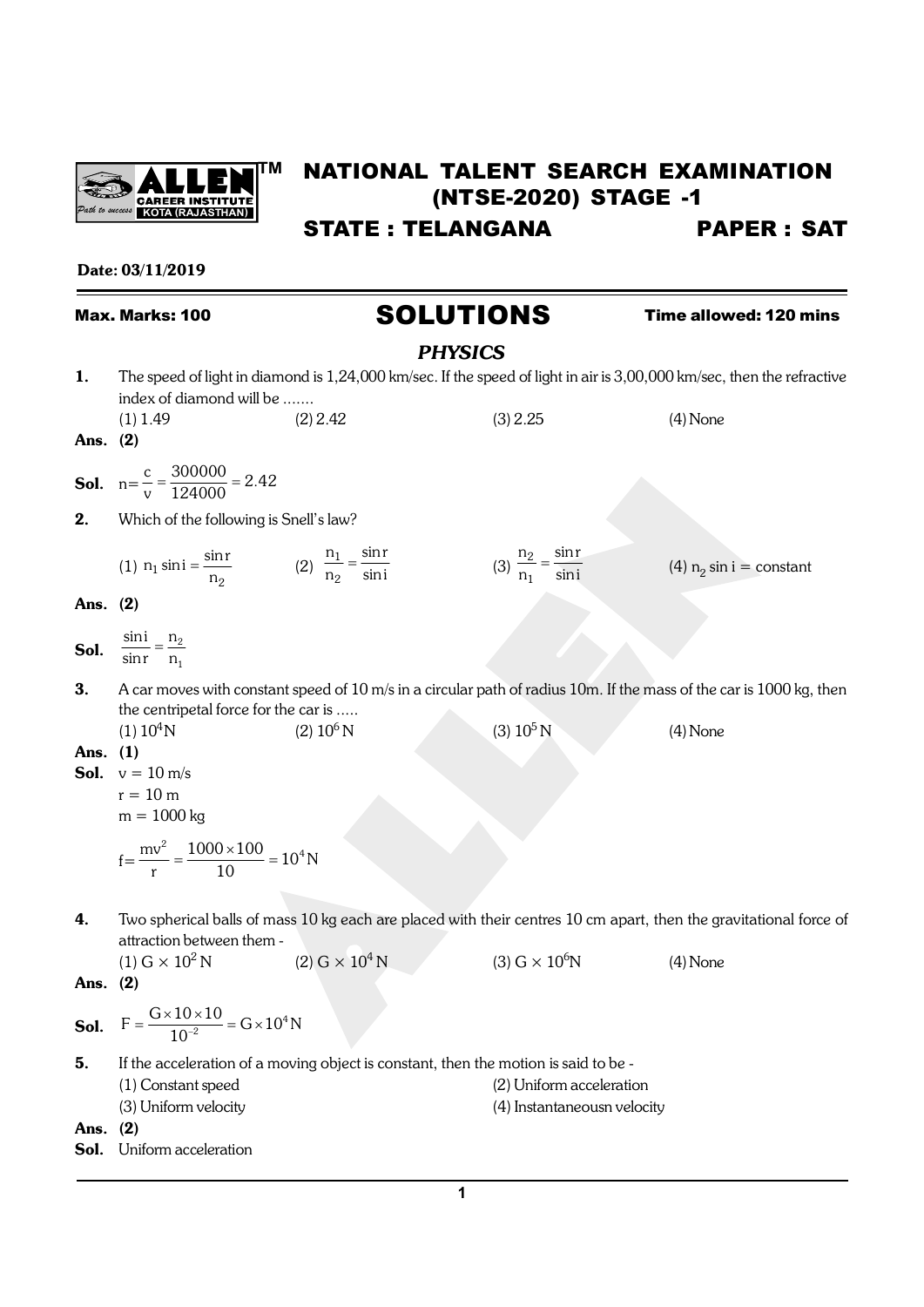# NATIONAL TALENT SEARCH EXAMINATION (NTSE-2020) STAGE -1

## STATE : TELANGANA    PAPER : SAT

**Date: 03/11/2019**

**Max. Marks: 100**    **Time allowed: 120 mins**

# SOLUTIONS

## *PHYSICS*

**1.** The speed of light in diamond is 1,24,000 km/sec. If the speed of light in air is 3,00,000 km/sec, then the refractive index of diamond will be .......

(1) 1.49  (2) 2.42  (3) 2.25  (4) None

**Ans. (2)**

**Sol.** $n = \frac{c}{v} = \frac{300000}{124000} = 2.42$

**2.** Which of the following is Snell's law?

(1) $n_1 \sin i = \frac{\sin r}{n_2}$  (2) $\frac{n_1}{n_2} = \frac{\sin r}{\sin i}$  (3) $\frac{n_2}{n_1} = \frac{\sin r}{\sin i}$  (4) $n_2 \sin i$ = constant

**Ans. (2)**

**Sol.** $\frac{\sin i}{\sin r} = \frac{n_2}{n_1}$

**3.** A car moves with constant speed of 10 m/s in a circular path of radius 10m. If the mass of the car is 1000 kg, then the centripetal force for the car is .....

(1) $10^4$ N  (2) $10^6$ N  (3) $10^5$ N  (4) None

**Ans. (1)**

**Sol.** $v = 10$ m/s

$r = 10$ m

$m = 1000$ kg

$f = \frac{mv^2}{r} = \frac{1000 \times 100}{10} = 10^4 \text{N}$

**4.** Two spherical balls of mass 10 kg each are placed with their centres 10 cm apart, then the gravitational force of attraction between them -

(1) $G \times 10^2$ N  (2) $G \times 10^4$ N  (3) $G \times 10^6$N  (4) None

**Ans. (2)**

**Sol.** $F = \frac{G \times 10 \times 10}{10^{-2}} = G \times 10^4 \text{N}$

**5.** If the acceleration of a moving object is constant, then the motion is said to be -

(1) Constant speed  (2) Uniform acceleration

(3) Uniform velocity  (4) Instantaneousn velocity

**Ans. (2)**

**Sol.** Uniform acceleration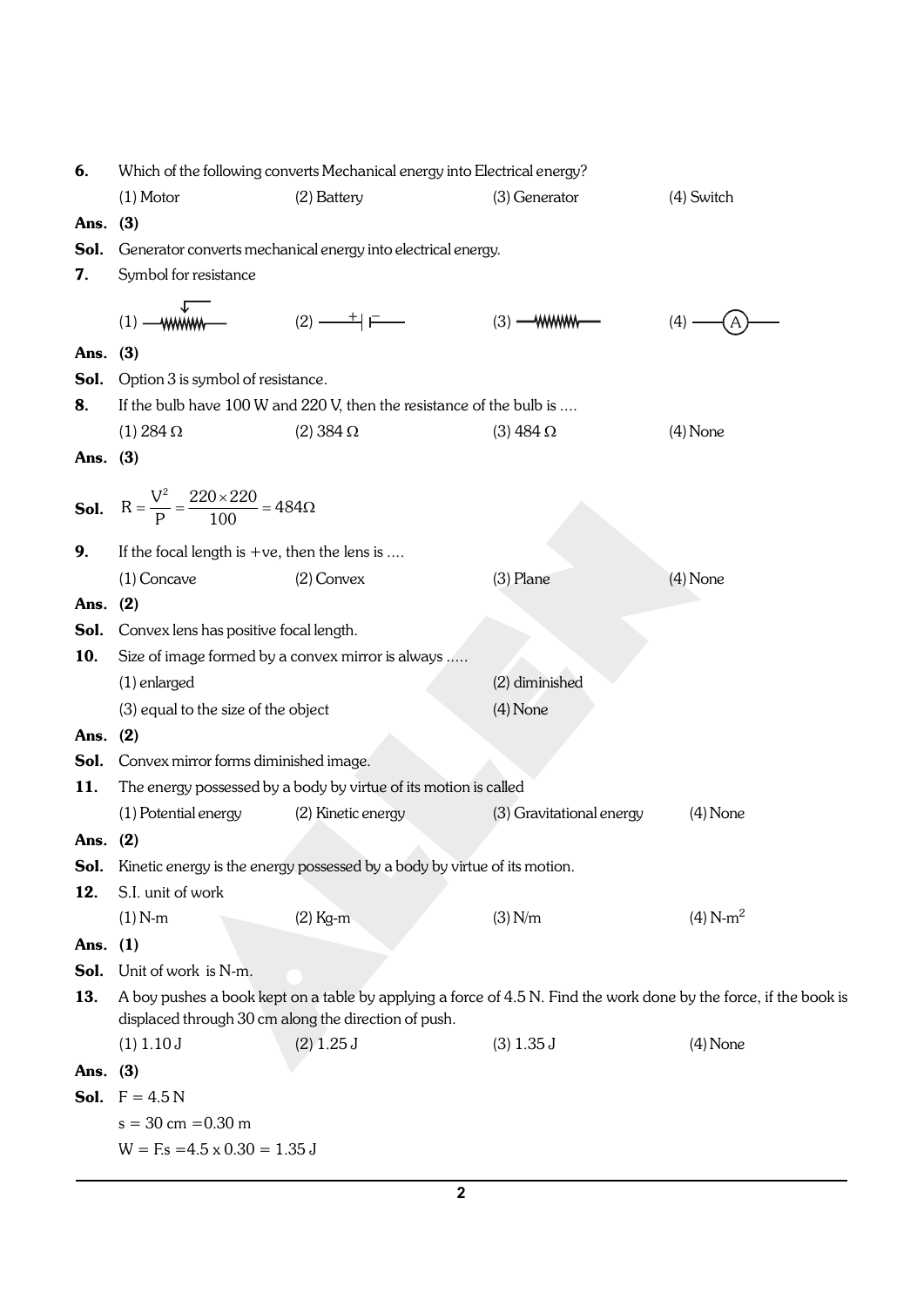**6.** Which of the following converts Mechanical energy into Electrical energy?

(1) Motor (2) Battery (3) Generator (4) Switch

**Ans. (3)**

**Sol.** Generator converts mechanical energy into electrical energy.

**7.** Symbol for resistance

(1) (variable resistor symbol) (2) (cell symbol) (3) (resistor symbol) (4) (ammeter symbol)

**Ans. (3)**

**Sol.** Option 3 is symbol of resistance.

**8.** If the bulb have 100 W and 220 V, then the resistance of the bulb is ....

(1) 284 Ω (2) 384 Ω (3) 484 Ω (4) None

**Ans. (3)**

**Sol.** $R = \frac{V^2}{P} = \frac{220 \times 220}{100} = 484\Omega$

**9.** If the focal length is +ve, then the lens is ....

(1) Concave (2) Convex (3) Plane (4) None

**Ans. (2)**

**Sol.** Convex lens has positive focal length.

**10.** Size of image formed by a convex mirror is always .....

(1) enlarged (2) diminished

(3) equal to the size of the object (4) None

**Ans. (2)**

**Sol.** Convex mirror forms diminished image.

**11.** The energy possessed by a body by virtue of its motion is called

(1) Potential energy (2) Kinetic energy (3) Gravitational energy (4) None

**Ans. (2)**

**Sol.** Kinetic energy is the energy possessed by a body by virtue of its motion.

**12.** S.I. unit of work

(1) N-m (2) Kg-m (3) N/m (4) N-$m^2$

**Ans. (1)**

**Sol.** Unit of work is N-m.

**13.** A boy pushes a book kept on a table by applying a force of 4.5 N. Find the work done by the force, if the book is displaced through 30 cm along the direction of push.

(1) 1.10 J (2) 1.25 J (3) 1.35 J (4) None

**Ans. (3)**

**Sol.** F = 4.5 N

s = 30 cm = 0.30 m

W = F.s = 4.5 x 0.30 = 1.35 J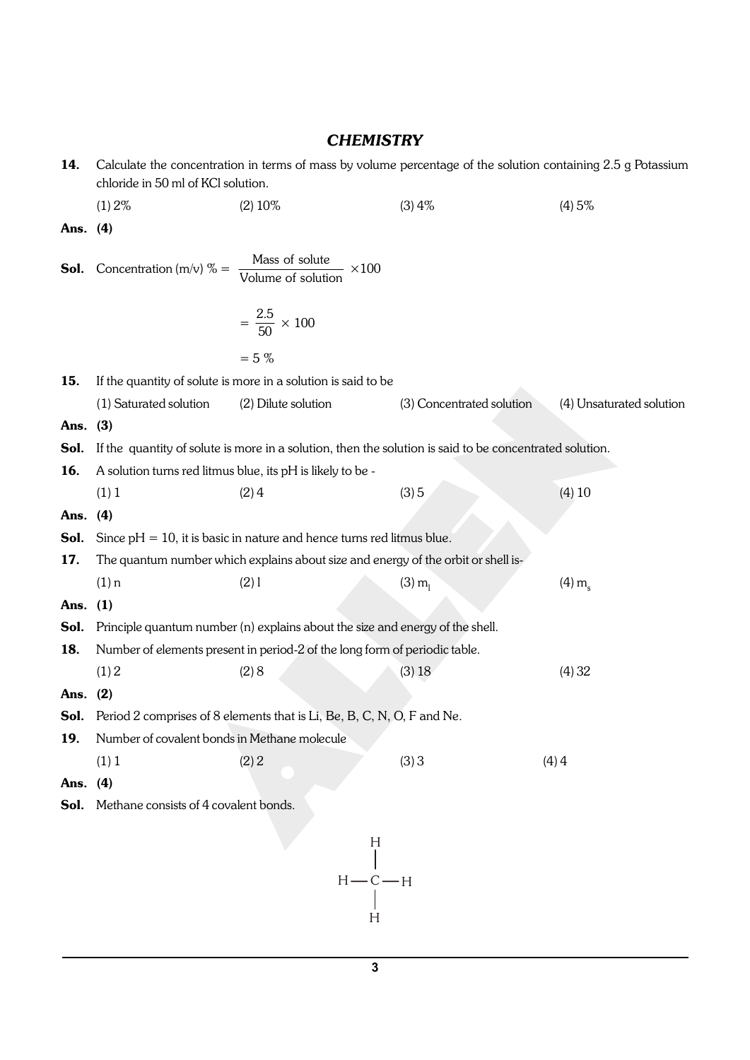## *CHEMISTRY*

**14.** Calculate the concentration in terms of mass by volume percentage of the solution containing 2.5 g Potassium chloride in 50 ml of KCl solution.

(1) 2% (2) 10% (3) 4% (4) 5%

**Ans. (4)**

**Sol.** Concentration (m/v) % = $\dfrac{\text{Mass of solute}}{\text{Volume of solution}} \times 100$

$= \dfrac{2.5}{50} \times 100$

$= 5\ \%$

**15.** If the quantity of solute is more in a solution is said to be

(1) Saturated solution (2) Dilute solution (3) Concentrated solution (4) Unsaturated solution

**Ans. (3)**

**Sol.** If the quantity of solute is more in a solution, then the solution is said to be concentrated solution.

**16.** A solution turns red litmus blue, its pH is likely to be -

(1) 1 (2) 4 (3) 5 (4) 10

**Ans. (4)**

**Sol.** Since pH = 10, it is basic in nature and hence turns red litmus blue.

**17.** The quantum number which explains about size and energy of the orbit or shell is-

(1) n (2) l (3) $m_l$ (4) $m_s$

**Ans. (1)**

**Sol.** Principle quantum number (n) explains about the size and energy of the shell.

**18.** Number of elements present in period-2 of the long form of periodic table.

(1) 2 (2) 8 (3) 18 (4) 32

**Ans. (2)**

**Sol.** Period 2 comprises of 8 elements that is Li, Be, B, C, N, O, F and Ne.

**19.** Number of covalent bonds in Methane molecule

(1) 1 (2) 2 (3) 3 (4) 4

**Ans. (4)**

**Sol.** Methane consists of 4 covalent bonds.

```
      H
      |
  H — C — H
      |
      H
```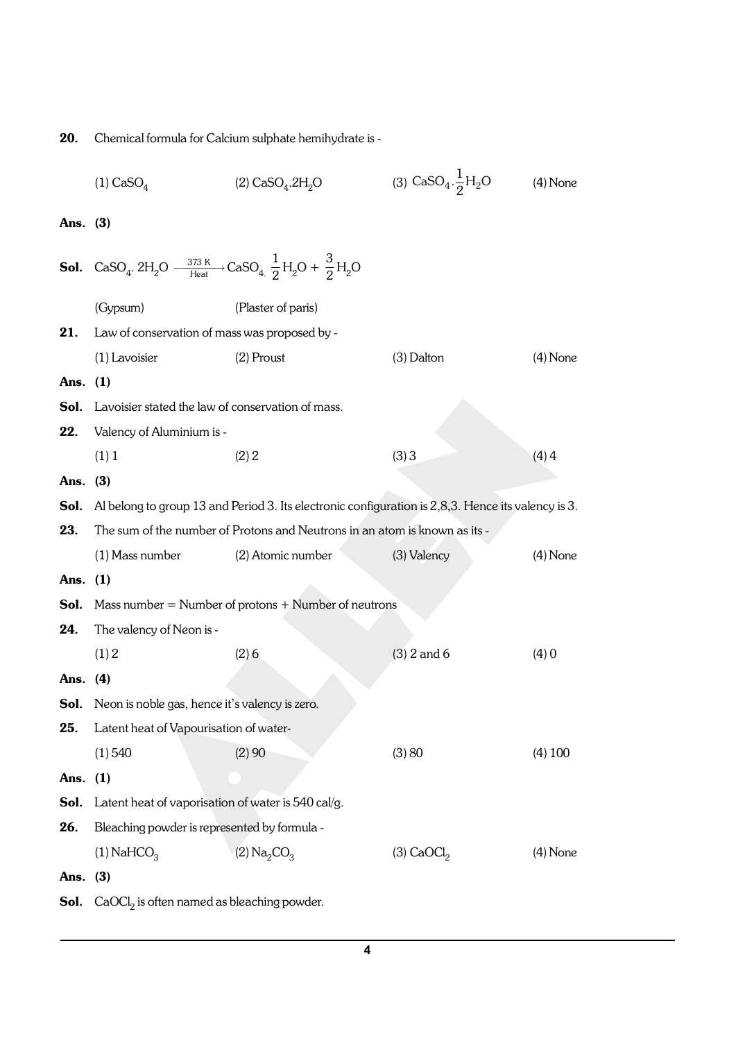**20.** Chemical formula for Calcium sulphate hemihydrate is -

(1) $CaSO_4$ (2) $CaSO_4.2H_2O$ (3) $CaSO_4 \cdot \frac{1}{2}H_2O$ (4) None

**Ans. (3)**

**Sol.** $CaSO_4 \cdot 2H_2O \xrightarrow[\text{Heat}]{373\text{ K}} CaSO_4 \cdot \frac{1}{2}H_2O + \frac{3}{2}H_2O$

(Gypsum) (Plaster of paris)

**21.** Law of conservation of mass was proposed by -

(1) Lavoisier (2) Proust (3) Dalton (4) None

**Ans. (1)**

**Sol.** Lavoisier stated the law of conservation of mass.

**22.** Valency of Aluminium is -

(1) 1 (2) 2 (3) 3 (4) 4

**Ans. (3)**

**Sol.** Al belong to group 13 and Period 3. Its electronic configuration is 2,8,3. Hence its valency is 3.

**23.** The sum of the number of Protons and Neutrons in an atom is known as its -

(1) Mass number (2) Atomic number (3) Valency (4) None

**Ans. (1)**

**Sol.** Mass number = Number of protons + Number of neutrons

**24.** The valency of Neon is -

(1) 2 (2) 6 (3) 2 and 6 (4) 0

**Ans. (4)**

**Sol.** Neon is noble gas, hence it's valency is zero.

**25.** Latent heat of Vapourisation of water-

(1) 540 (2) 90 (3) 80 (4) 100

**Ans. (1)**

**Sol.** Latent heat of vaporisation of water is 540 cal/g.

**26.** Bleaching powder is represented by formula -

(1) $NaHCO_3$ (2) $Na_2CO_3$ (3) $CaOCl_2$ (4) None

**Ans. (3)**

**Sol.** $CaOCl_2$ is often named as bleaching powder.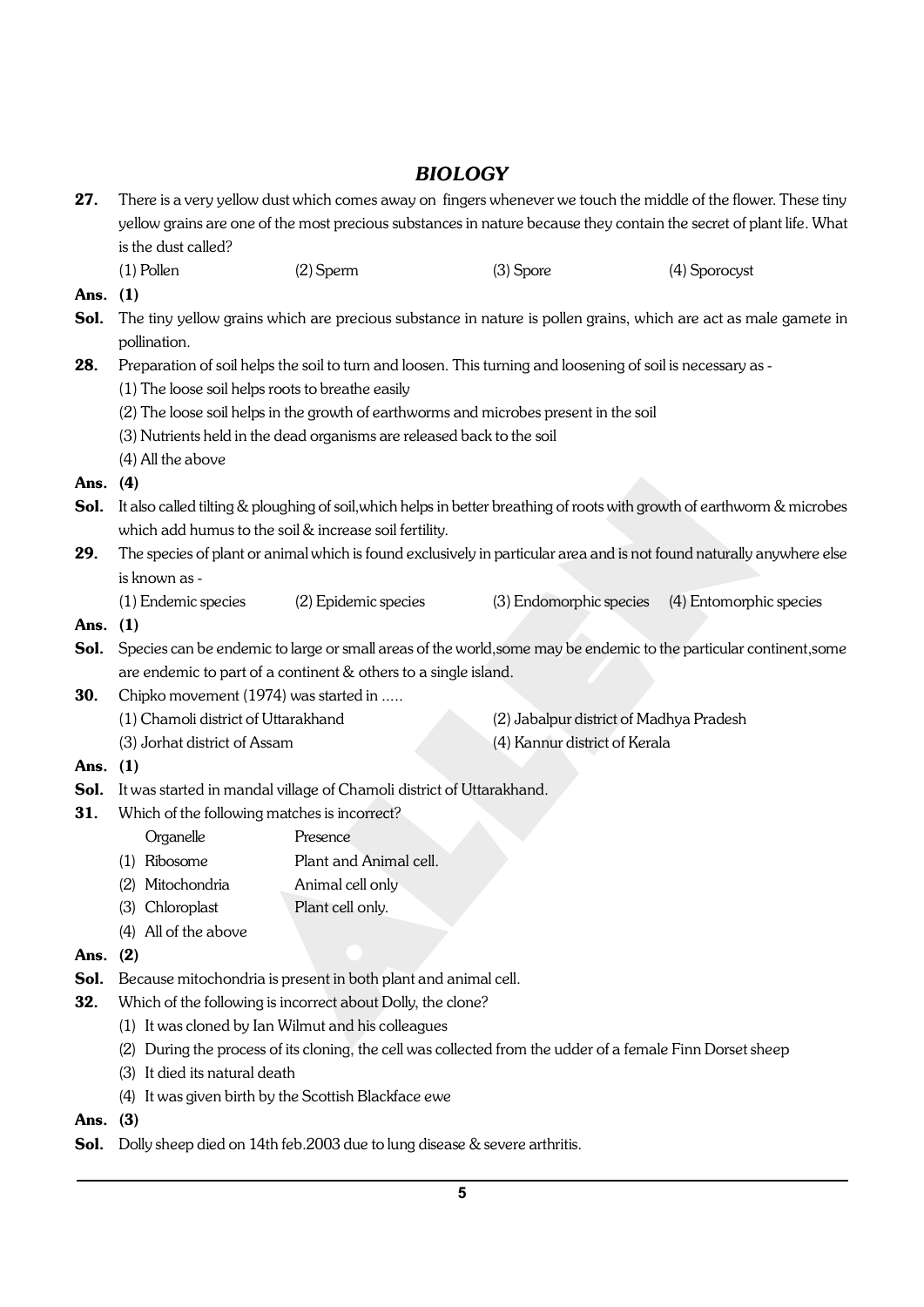## *BIOLOGY*

**27.** There is a very yellow dust which comes away on fingers whenever we touch the middle of the flower. These tiny yellow grains are one of the most precious substances in nature because they contain the secret of plant life. What is the dust called?

(1) Pollen (2) Sperm (3) Spore (4) Sporocyst

**Ans. (1)**

**Sol.** The tiny yellow grains which are precious substance in nature is pollen grains, which are act as male gamete in pollination.

**28.** Preparation of soil helps the soil to turn and loosen. This turning and loosening of soil is necessary as -

(1) The loose soil helps roots to breathe easily

(2) The loose soil helps in the growth of earthworms and microbes present in the soil

(3) Nutrients held in the dead organisms are released back to the soil

(4) All the above

**Ans. (4)**

**Sol.** It also called tilting & ploughing of soil,which helps in better breathing of roots with growth of earthworm & microbes which add humus to the soil & increase soil fertility.

**29.** The species of plant or animal which is found exclusively in particular area and is not found naturally anywhere else is known as -

(1) Endemic species (2) Epidemic species (3) Endomorphic species (4) Entomorphic species

**Ans. (1)**

**Sol.** Species can be endemic to large or small areas of the world,some may be endemic to the particular continent,some are endemic to part of a continent & others to a single island.

**30.** Chipko movement (1974) was started in .....

(1) Chamoli district of Uttarakhand (2) Jabalpur district of Madhya Pradesh

(3) Jorhat district of Assam (4) Kannur district of Kerala

**Ans. (1)**

**Sol.** It was started in mandal village of Chamoli district of Uttarakhand.

**31.** Which of the following matches is incorrect?

| | Organelle | Presence |
|---|---|---|
| (1) | Ribosome | Plant and Animal cell. |
| (2) | Mitochondria | Animal cell only |
| (3) | Chloroplast | Plant cell only. |
| (4) | All of the above | |

**Ans. (2)**

**Sol.** Because mitochondria is present in both plant and animal cell.

**32.** Which of the following is incorrect about Dolly, the clone?

(1) It was cloned by Ian Wilmut and his colleagues

(2) During the process of its cloning, the cell was collected from the udder of a female Finn Dorset sheep

(3) It died its natural death

(4) It was given birth by the Scottish Blackface ewe

**Ans. (3)**

**Sol.** Dolly sheep died on 14th feb.2003 due to lung disease & severe arthritis.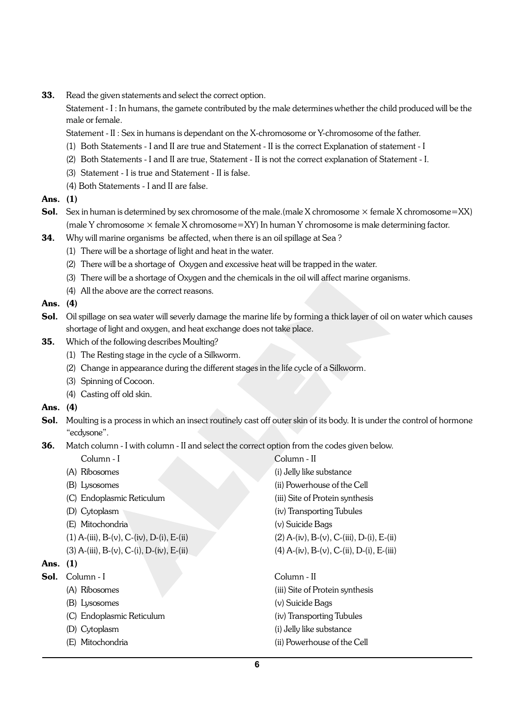**33.** Read the given statements and select the correct option.

Statement - I : In humans, the gamete contributed by the male determines whether the child produced will be the male or female.

Statement - II : Sex in humans is dependant on the X-chromosome or Y-chromosome of the father.

(1) Both Statements - I and II are true and Statement - II is the correct Explanation of statement - I

(2) Both Statements - I and II are true, Statement - II is not the correct explanation of Statement - I.

(3) Statement - I is true and Statement - II is false.

(4) Both Statements - I and II are false.

**Ans. (1)**

**Sol.** Sex in human is determined by sex chromosome of the male.(male X chromosome $\times$ female X chromosome=XX) (male Y chromosome $\times$ female X chromosome=XY) In human Y chromosome is male determining factor.

**34.** Why will marine organisms be affected, when there is an oil spillage at Sea ?

(1) There will be a shortage of light and heat in the water.

(2) There will be a shortage of Oxygen and excessive heat will be trapped in the water.

(3) There will be a shortage of Oxygen and the chemicals in the oil will affect marine organisms.

(4) All the above are the correct reasons.

**Ans. (4)**

**Sol.** Oil spillage on sea water will severly damage the marine life by forming a thick layer of oil on water which causes shortage of light and oxygen, and heat exchange does not take place.

**35.** Which of the following describes Moulting?

(1) The Resting stage in the cycle of a Silkworm.

(2) Change in appearance during the different stages in the life cycle of a Silkworm.

(3) Spinning of Cocoon.

(4) Casting off old skin.

**Ans. (4)**

**Sol.** Moulting is a process in which an insect routinely cast off outer skin of its body. It is under the control of hormone "ecdysone".

**36.** Match column - I with column - II and select the correct option from the codes given below.

| Column - I | Column - II |
|---|---|
| (A) Ribosomes | (i) Jelly like substance |
| (B) Lysosomes | (ii) Powerhouse of the Cell |
| (C) Endoplasmic Reticulum | (iii) Site of Protein synthesis |
| (D) Cytoplasm | (iv) Transporting Tubules |
| (E) Mitochondria | (v) Suicide Bags |

(1) A-(iii), B-(v), C-(iv), D-(i), E-(ii)

(2) A-(iv), B-(v), C-(iii), D-(i), E-(ii)

(3) A-(iii), B-(v), C-(i), D-(iv), E-(ii)

(4) A-(iv), B-(v), C-(ii), D-(i), E-(iii)

**Ans. (1)**

**Sol.**

| Column - I | Column - II |
|---|---|
| (A) Ribosomes | (iii) Site of Protein synthesis |
| (B) Lysosomes | (v) Suicide Bags |
| (C) Endoplasmic Reticulum | (iv) Transporting Tubules |
| (D) Cytoplasm | (i) Jelly like substance |
| (E) Mitochondria | (ii) Powerhouse of the Cell |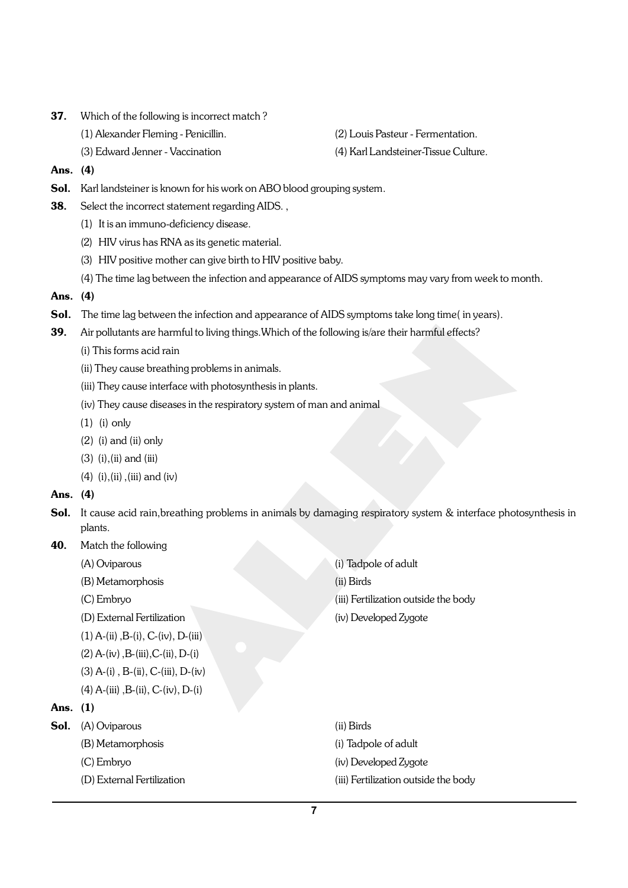**37.** Which of the following is incorrect match ?

(1) Alexander Fleming - Penicillin.

(2) Louis Pasteur - Fermentation.

(3) Edward Jenner - Vaccination

(4) Karl Landsteiner-Tissue Culture.

**Ans. (4)**

**Sol.** Karl landsteiner is known for his work on ABO blood grouping system.

**38.** Select the incorrect statement regarding AIDS. ,

(1) It is an immuno-deficiency disease.

(2) HIV virus has RNA as its genetic material.

(3) HIV positive mother can give birth to HIV positive baby.

(4) The time lag between the infection and appearance of AIDS symptoms may vary from week to month.

**Ans. (4)**

**Sol.** The time lag between the infection and appearance of AIDS symptoms take long time( in years).

**39.** Air pollutants are harmful to living things.Which of the following is/are their harmful effects?

(i) This forms acid rain

(ii) They cause breathing problems in animals.

(iii) They cause interface with photosynthesis in plants.

(iv) They cause diseases in the respiratory system of man and animal

(1) (i) only

(2) (i) and (ii) only

(3) (i),(ii) and (iii)

(4) (i),(ii) ,(iii) and (iv)

**Ans. (4)**

**Sol.** It cause acid rain,breathing problems in animals by damaging respiratory system & interface photosynthesis in plants.

**40.** Match the following

(A) Oviparous — (i) Tadpole of adult

(B) Metamorphosis — (ii) Birds

(C) Embryo — (iii) Fertilization outside the body

(D) External Fertilization — (iv) Developed Zygote

(1) A-(ii) ,B-(i), C-(iv), D-(iii)

(2) A-(iv) ,B-(iii),C-(ii), D-(i)

(3) A-(i) , B-(ii), C-(iii), D-(iv)

(4) A-(iii) ,B-(ii), C-(iv), D-(i)

**Ans. (1)**

**Sol.** (A) Oviparous — (ii) Birds

(B) Metamorphosis — (i) Tadpole of adult

(C) Embryo — (iv) Developed Zygote

(D) External Fertilization — (iii) Fertilization outside the body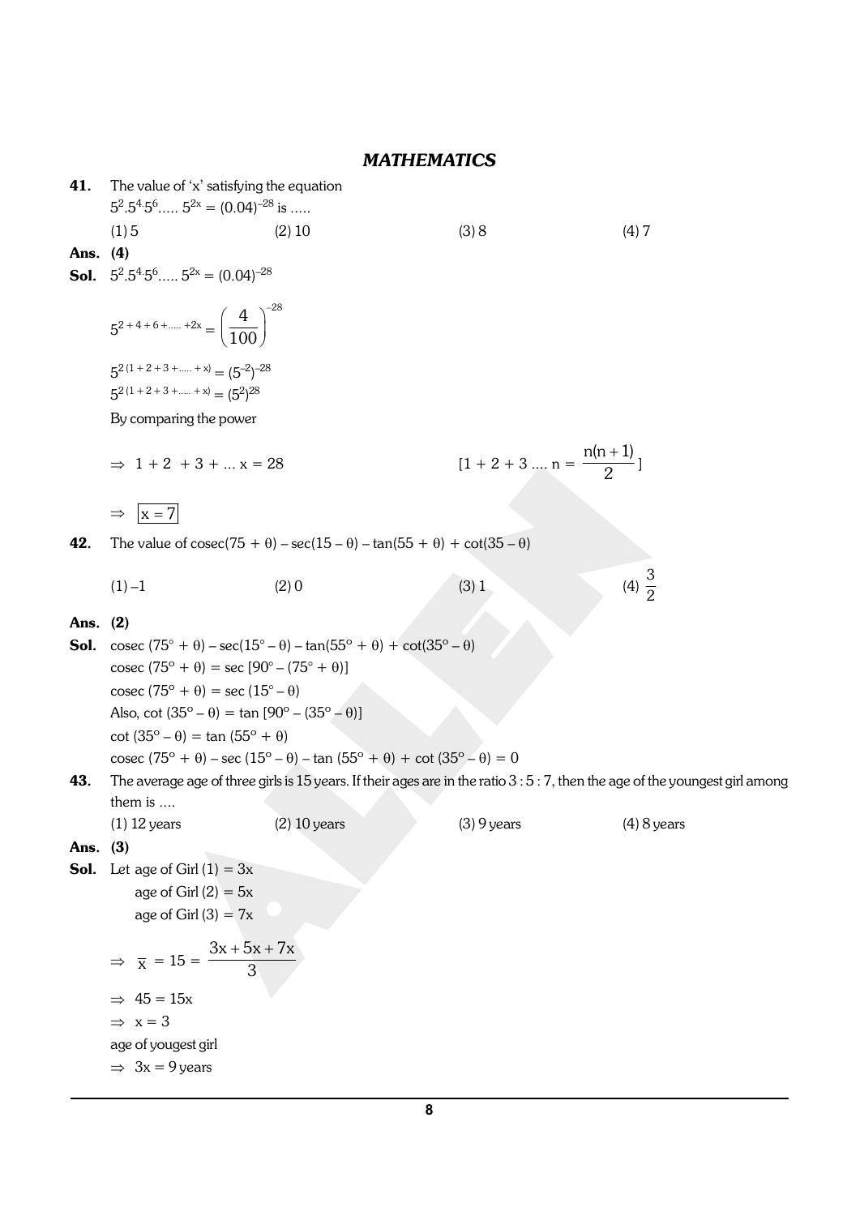## *MATHEMATICS*

**41.** The value of 'x' satisfying the equation
$5^2.5^4.5^6..... 5^{2x} = (0.04)^{-28}$ is .....

(1) 5 (2) 10 (3) 8 (4) 7

**Ans. (4)**

**Sol.** $5^2.5^4.5^6..... 5^{2x} = (0.04)^{-28}$

$$5^{2+4+6+.....+2x} = \left(\frac{4}{100}\right)^{-28}$$

$5^{2(1+2+3+.....+x)} = (5^{-2})^{-28}$

$5^{2(1+2+3+.....+x)} = (5^2)^{28}$

By comparing the power

$\Rightarrow 1 + 2 + 3 + ... x = 28$ $\left[1 + 2 + 3 .... n = \frac{n(n+1)}{2}\right]$

$\Rightarrow \boxed{x = 7}$

**42.** The value of cosec$(75 + \theta) - \sec(15 - \theta) - \tan(55 + \theta) + \cot(35 - \theta)$

(1) –1 (2) 0 (3) 1 (4) $\frac{3}{2}$

**Ans. (2)**

**Sol.** cosec $(75^\circ + \theta) - \sec(15^\circ - \theta) - \tan(55^\circ + \theta) + \cot(35^\circ - \theta)$

cosec $(75^\circ + \theta) = \sec[90^\circ - (75^\circ + \theta)]$

cosec $(75^\circ + \theta) = \sec(15^\circ - \theta)$

Also, $\cot(35^\circ - \theta) = \tan[90^\circ - (35^\circ - \theta)]$

$\cot(35^\circ - \theta) = \tan(55^\circ + \theta)$

cosec $(75^\circ + \theta) - \sec(15^\circ - \theta) - \tan(55^\circ + \theta) + \cot(35^\circ - \theta) = 0$

**43.** The average age of three girls is 15 years. If their ages are in the ratio 3 : 5 : 7, then the age of the youngest girl among them is ....

(1) 12 years (2) 10 years (3) 9 years (4) 8 years

**Ans. (3)**

**Sol.** Let age of Girl (1) = 3x

age of Girl (2) = 5x

age of Girl (3) = 7x

$$\Rightarrow \bar{x} = 15 = \frac{3x + 5x + 7x}{3}$$

$\Rightarrow 45 = 15x$

$\Rightarrow x = 3$

age of yougest girl

$\Rightarrow 3x = 9$ years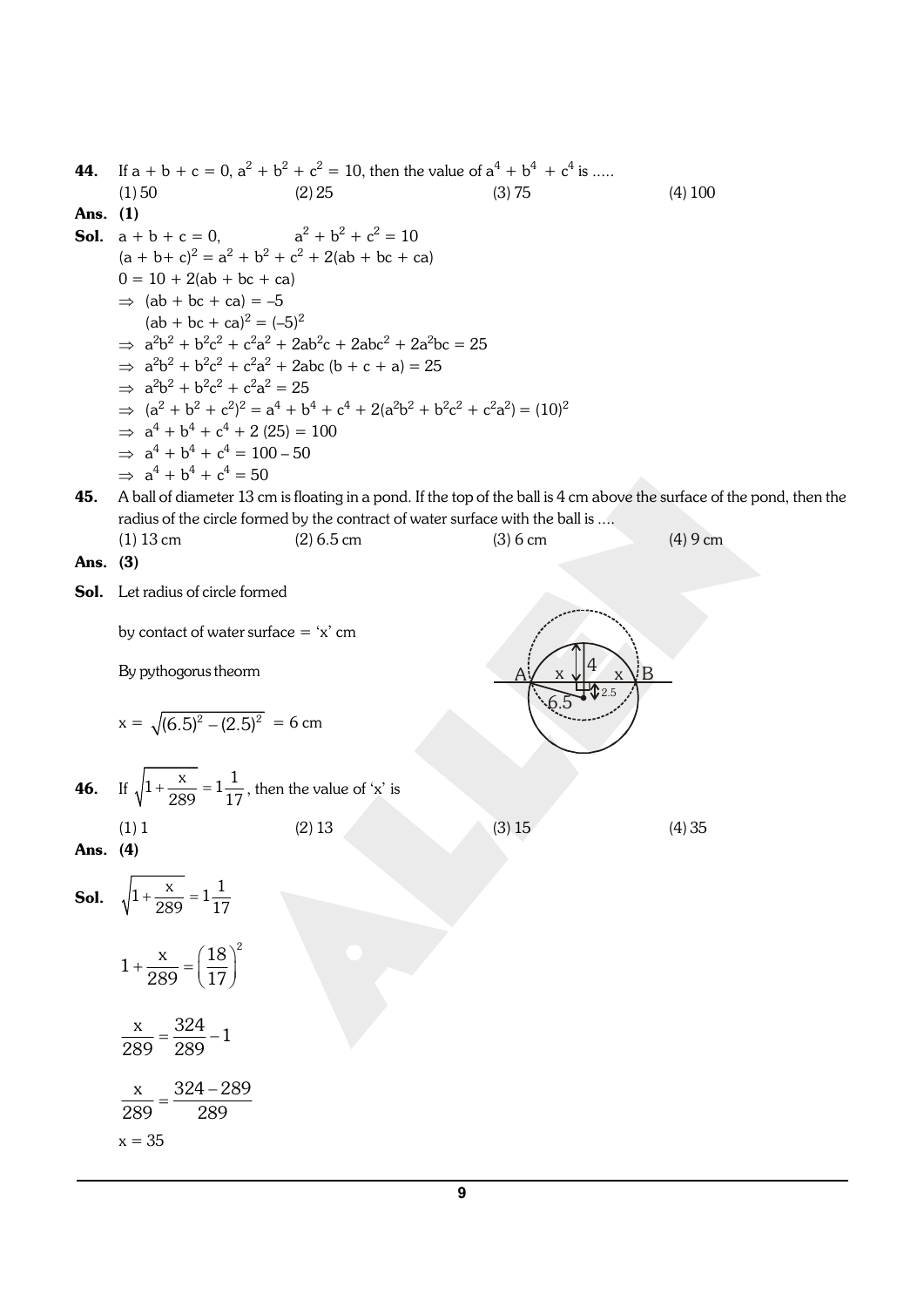**44.** If $a + b + c = 0$, $a^2 + b^2 + c^2 = 10$, then the value of $a^4 + b^4 + c^4$ is .....

(1) 50 (2) 25 (3) 75 (4) 100

**Ans.** **(1)**

**Sol.** $a + b + c = 0$, $a^2 + b^2 + c^2 = 10$

$(a + b + c)^2 = a^2 + b^2 + c^2 + 2(ab + bc + ca)$

$0 = 10 + 2(ab + bc + ca)$

$\Rightarrow$ $(ab + bc + ca) = -5$

$(ab + bc + ca)^2 = (-5)^2$

$\Rightarrow$ $a^2b^2 + b^2c^2 + c^2a^2 + 2ab^2c + 2abc^2 + 2a^2bc = 25$

$\Rightarrow$ $a^2b^2 + b^2c^2 + c^2a^2 + 2abc\,(b + c + a) = 25$

$\Rightarrow$ $a^2b^2 + b^2c^2 + c^2a^2 = 25$

$\Rightarrow$ $(a^2 + b^2 + c^2)^2 = a^4 + b^4 + c^4 + 2(a^2b^2 + b^2c^2 + c^2a^2) = (10)^2$

$\Rightarrow$ $a^4 + b^4 + c^4 + 2\,(25) = 100$

$\Rightarrow$ $a^4 + b^4 + c^4 = 100 - 50$

$\Rightarrow$ $a^4 + b^4 + c^4 = 50$

**45.** A ball of diameter 13 cm is floating in a pond. If the top of the ball is 4 cm above the surface of the pond, then the radius of the circle formed by the contract of water surface with the ball is ....

(1) 13 cm (2) 6.5 cm (3) 6 cm (4) 9 cm

**Ans.** **(3)**

**Sol.** Let radius of circle formed

by contact of water surface = 'x' cm

By pythogorus theorm

$x = \sqrt{(6.5)^2 - (2.5)^2} = 6$ cm

**46.** If $\sqrt{1+\dfrac{x}{289}} = 1\dfrac{1}{17}$, then the value of 'x' is

(1) 1 (2) 13 (3) 15 (4) 35

**Ans.** **(4)**

**Sol.** $\sqrt{1+\dfrac{x}{289}} = 1\dfrac{1}{17}$

$$1+\frac{x}{289} = \left(\frac{18}{17}\right)^2$$

$$\frac{x}{289} = \frac{324}{289} - 1$$

$$\frac{x}{289} = \frac{324-289}{289}$$

$x = 35$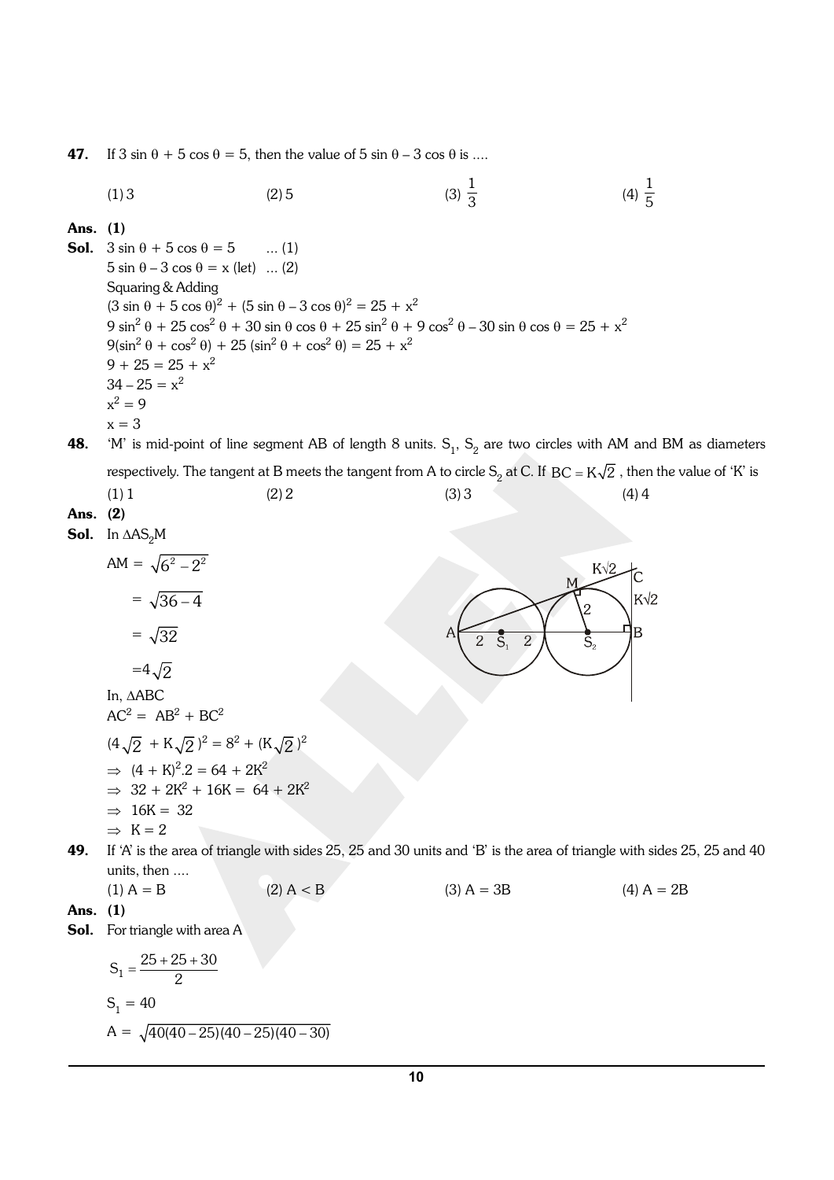**47.** If $3 \sin \theta + 5 \cos \theta = 5$, then the value of $5 \sin \theta - 3 \cos \theta$ is ....

(1) 3 (2) 5 (3) $\frac{1}{3}$ (4) $\frac{1}{5}$

**Ans. (1)**

**Sol.** $3 \sin \theta + 5 \cos \theta = 5$ ... (1)

$5 \sin \theta - 3 \cos \theta = x$ (let) ... (2)

Squaring & Adding

$(3 \sin \theta + 5 \cos \theta)^2 + (5 \sin \theta - 3 \cos \theta)^2 = 25 + x^2$

$9 \sin^2 \theta + 25 \cos^2 \theta + 30 \sin \theta \cos \theta + 25 \sin^2 \theta + 9 \cos^2 \theta - 30 \sin \theta \cos \theta = 25 + x^2$

$9(\sin^2 \theta + \cos^2 \theta) + 25 (\sin^2 \theta + \cos^2 \theta) = 25 + x^2$

$9 + 25 = 25 + x^2$

$34 - 25 = x^2$

$x^2 = 9$

$x = 3$

**48.** 'M' is mid-point of line segment AB of length 8 units. $S_1$, $S_2$ are two circles with AM and BM as diameters respectively. The tangent at B meets the tangent from A to circle $S_2$ at C. If $BC = K\sqrt{2}$, then the value of 'K' is

(1) 1 (2) 2 (3) 3 (4) 4

**Ans. (2)**

**Sol.** In $\Delta AS_2M$

$AM = \sqrt{6^2 - 2^2}$

$= \sqrt{36 - 4}$

$= \sqrt{32}$

$= 4\sqrt{2}$

In, $\Delta ABC$

$AC^2 = AB^2 + BC^2$

$(4\sqrt{2} + K\sqrt{2})^2 = 8^2 + (K\sqrt{2})^2$

$\Rightarrow (4 + K)^2.2 = 64 + 2K^2$

$\Rightarrow 32 + 2K^2 + 16K = 64 + 2K^2$

$\Rightarrow 16K = 32$

$\Rightarrow K = 2$

**49.** If 'A' is the area of triangle with sides 25, 25 and 30 units and 'B' is the area of triangle with sides 25, 25 and 40 units, then ....

(1) A = B (2) A < B (3) A = 3B (4) A = 2B

**Ans. (1)**

**Sol.** For triangle with area A

$S_1 = \frac{25 + 25 + 30}{2}$

$S_1 = 40$

$A = \sqrt{40(40-25)(40-25)(40-30)}$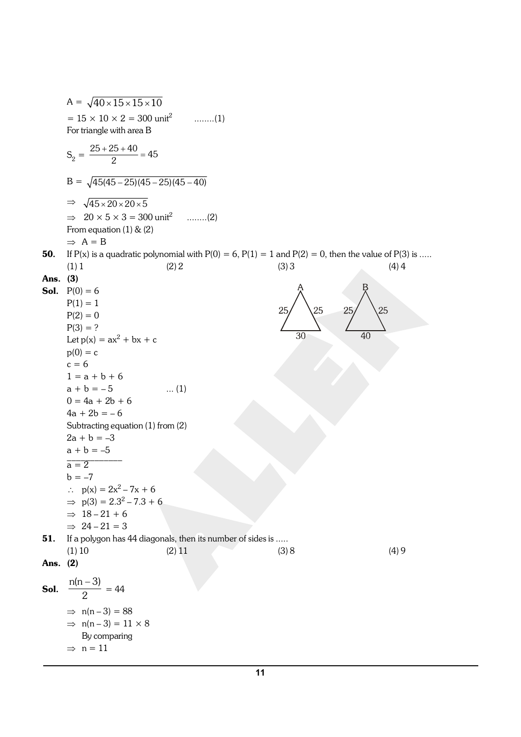$A = \sqrt{40 \times 15 \times 15 \times 10}$

$= 15 \times 10 \times 2 = 300 \text{ unit}^2$ ........(1)

For triangle with area B

$S_2 = \dfrac{25 + 25 + 40}{2} = 45$

$B = \sqrt{45(45-25)(45-25)(45-40)}$

$\Rightarrow \sqrt{45 \times 20 \times 20 \times 5}$

$\Rightarrow 20 \times 5 \times 3 = 300 \text{ unit}^2$ ........(2)

From equation (1) & (2)

$\Rightarrow A = B$

**50.** If P(x) is a quadratic polynomial with $P(0) = 6$, $P(1) = 1$ and $P(2) = 0$, then the value of $P(3)$ is .....

(1) 1 (2) 2 (3) 3 (4) 4

**Ans. (3)**

**Sol.** $P(0) = 6$

$P(1) = 1$

$P(2) = 0$

$P(3) = ?$

Let $p(x) = ax^2 + bx + c$

$p(0) = c$

$c = 6$

$1 = a + b + 6$

$a + b = -5$ ... (1)

$0 = 4a + 2b + 6$

$4a + 2b = -6$

Subtracting equation (1) from (2)

$2a + b = -3$

$a + b = -5$

$a = 2$

$b = -7$

$\therefore\ p(x) = 2x^2 - 7x + 6$

$\Rightarrow\ p(3) = 2.3^2 - 7.3 + 6$

$\Rightarrow\ 18 - 21 + 6$

$\Rightarrow\ 24 - 21 = 3$

**51.** If a polygon has 44 diagonals, then its number of sides is .....

(1) 10 (2) 11 (3) 8 (4) 9

**Ans. (2)**

**Sol.** $\dfrac{n(n-3)}{2} = 44$

$\Rightarrow\ n(n-3) = 88$

$\Rightarrow\ n(n-3) = 11 \times 8$

By comparing

$\Rightarrow\ n = 11$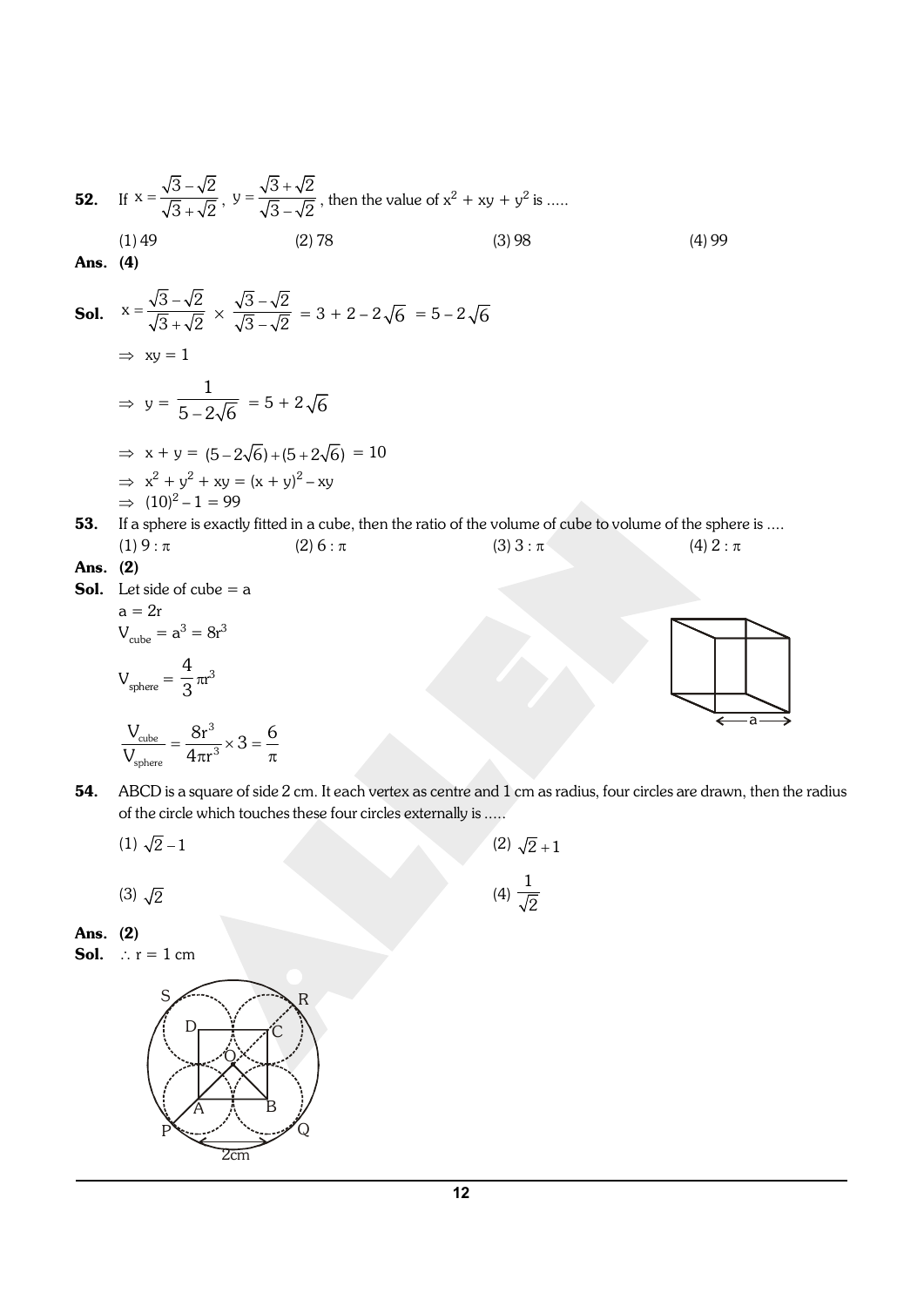**52.** If $x = \dfrac{\sqrt{3}-\sqrt{2}}{\sqrt{3}+\sqrt{2}}$, $y = \dfrac{\sqrt{3}+\sqrt{2}}{\sqrt{3}-\sqrt{2}}$, then the value of $x^2 + xy + y^2$ is .....

(1) 49 (2) 78 (3) 98 (4) 99

**Ans. (4)**

**Sol.** $x = \dfrac{\sqrt{3}-\sqrt{2}}{\sqrt{3}+\sqrt{2}} \times \dfrac{\sqrt{3}-\sqrt{2}}{\sqrt{3}-\sqrt{2}} = 3 + 2 - 2\sqrt{6} = 5 - 2\sqrt{6}$

$\Rightarrow xy = 1$

$\Rightarrow y = \dfrac{1}{5-2\sqrt{6}} = 5 + 2\sqrt{6}$

$\Rightarrow x + y = (5-2\sqrt{6}) + (5+2\sqrt{6}) = 10$

$\Rightarrow x^2 + y^2 + xy = (x + y)^2 - xy$

$\Rightarrow (10)^2 - 1 = 99$

**53.** If a sphere is exactly fitted in a cube, then the ratio of the volume of cube to volume of the sphere is ....

(1) $9 : \pi$ (2) $6 : \pi$ (3) $3 : \pi$ (4) $2 : \pi$

**Ans. (2)**

**Sol.** Let side of cube = a

$a = 2r$

$V_{cube} = a^3 = 8r^3$

$V_{sphere} = \dfrac{4}{3}\pi r^3$

$\dfrac{V_{cube}}{V_{sphere}} = \dfrac{8r^3}{4\pi r^3} \times 3 = \dfrac{6}{\pi}$

**54.** ABCD is a square of side 2 cm. It each vertex as centre and 1 cm as radius, four circles are drawn, then the radius of the circle which touches these four circles externally is .....

(1) $\sqrt{2} - 1$ (2) $\sqrt{2} + 1$

(3) $\sqrt{2}$ (4) $\dfrac{1}{\sqrt{2}}$

**Ans. (2)**

**Sol.** $\therefore r = 1$ cm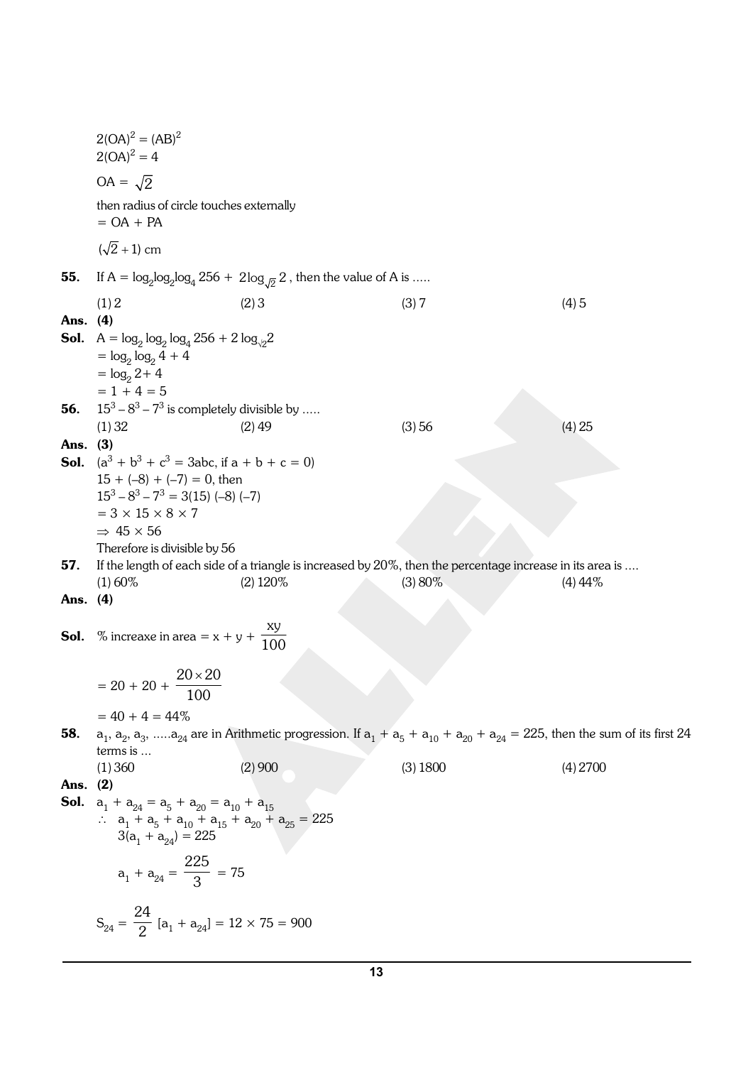$2(OA)^2 = (AB)^2$

$2(OA)^2 = 4$

$OA = \sqrt{2}$

then radius of circle touches externally

$= OA + PA$

$(\sqrt{2}+1)$ cm

**55.** If $A = \log_2\log_2\log_4 256 + 2\log_{\sqrt{2}} 2$, then the value of A is .....

(1) 2 (2) 3 (3) 7 (4) 5

**Ans. (4)**

**Sol.** $A = \log_2 \log_2 \log_4 256 + 2 \log_{\sqrt{2}}2$

$= \log_2 \log_2 4 + 4$

$= \log_2 2 + 4$

$= 1 + 4 = 5$

**56.** $15^3 - 8^3 - 7^3$ is completely divisible by .....

(1) 32 (2) 49 (3) 56 (4) 25

**Ans. (3)**

**Sol.** $(a^3 + b^3 + c^3 = 3abc$, if $a + b + c = 0)$

$15 + (-8) + (-7) = 0$, then

$15^3 - 8^3 - 7^3 = 3(15)(-8)(-7)$

$= 3 \times 15 \times 8 \times 7$

$\Rightarrow 45 \times 56$

Therefore is divisible by 56

**57.** If the length of each side of a triangle is increased by 20%, then the percentage increase in its area is ....

(1) 60% (2) 120% (3) 80% (4) 44%

**Ans. (4)**

**Sol.** % increaxe in area $= x + y + \dfrac{xy}{100}$

$= 20 + 20 + \dfrac{20 \times 20}{100}$

$= 40 + 4 = 44\%$

**58.** $a_1, a_2, a_3, .....a_{24}$ are in Arithmetic progression. If $a_1 + a_5 + a_{10} + a_{20} + a_{24} = 225$, then the sum of its first 24 terms is ...

(1) 360 (2) 900 (3) 1800 (4) 2700

**Ans. (2)**

**Sol.** $a_1 + a_{24} = a_5 + a_{20} = a_{10} + a_{15}$

$\therefore\ a_1 + a_5 + a_{10} + a_{15} + a_{20} + a_{25} = 225$

$3(a_1 + a_{24}) = 225$

$a_1 + a_{24} = \dfrac{225}{3} = 75$

$S_{24} = \dfrac{24}{2}[a_1 + a_{24}] = 12 \times 75 = 900$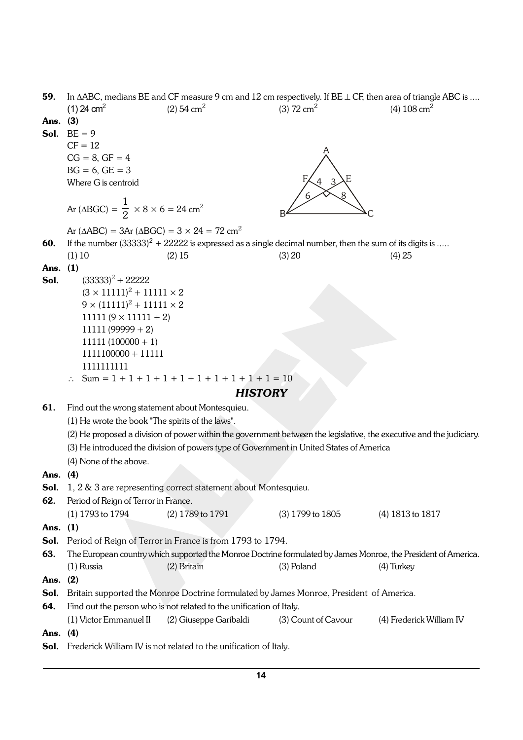**59.** In $\Delta$ABC, medians BE and CF measure 9 cm and 12 cm respectively. If BE $\perp$ CF, then area of triangle ABC is ....

(1) 24 $cm^2$ (2) 54 $cm^2$ (3) 72 $cm^2$ (4) 108 $cm^2$

**Ans.** **(3)**

**Sol.** BE = 9

CF = 12

CG = 8, GF = 4

BG = 6, GE = 3

Where G is centroid

$$\text{Ar}(\Delta BGC) = \frac{1}{2} \times 8 \times 6 = 24 \text{ cm}^2$$

$$\text{Ar}(\Delta ABC) = 3\text{Ar}(\Delta BGC) = 3 \times 24 = 72 \text{ cm}^2$$

**60.** If the number $(33333)^2 + 22222$ is expressed as a single decimal number, then the sum of its digits is .....

(1) 10 (2) 15 (3) 20 (4) 25

**Ans.** **(1)**

**Sol.**

$(33333)^2 + 22222$

$(3 \times 11111)^2 + 11111 \times 2$

$9 \times (11111)^2 + 11111 \times 2$

$11111\,(9 \times 11111 + 2)$

$11111\,(99999 + 2)$

$11111\,(100000 + 1)$

$1111100000 + 11111$

$1111111111$

$\therefore$ Sum $= 1 + 1 + 1 + 1 + 1 + 1 + 1 + 1 + 1 + 1 = 10$

## HISTORY

**61.** Find out the wrong statement about Montesquieu.

(1) He wrote the book "The spirits of the laws".

(2) He proposed a division of power within the government between the legislative, the executive and the judiciary.

(3) He introduced the division of powers type of Government in United States of America

(4) None of the above.

**Ans.** **(4)**

**Sol.** 1, 2 & 3 are representing correct statement about Montesquieu.

**62.** Period of Reign of Terror in France.

(1) 1793 to 1794 (2) 1789 to 1791 (3) 1799 to 1805 (4) 1813 to 1817

**Ans.** **(1)**

**Sol.** Period of Reign of Terror in France is from 1793 to 1794.

**63.** The European country which supported the Monroe Doctrine formulated by James Monroe, the President of America.

(1) Russia (2) Britain (3) Poland (4) Turkey

**Ans.** **(2)**

**Sol.** Britain supported the Monroe Doctrine formulated by James Monroe, President of America.

**64.** Find out the person who is not related to the unification of Italy.

(1) Victor Emmanuel II (2) Giuseppe Garibaldi (3) Count of Cavour (4) Frederick William IV

**Ans.** **(4)**

**Sol.** Frederick William IV is not related to the unification of Italy.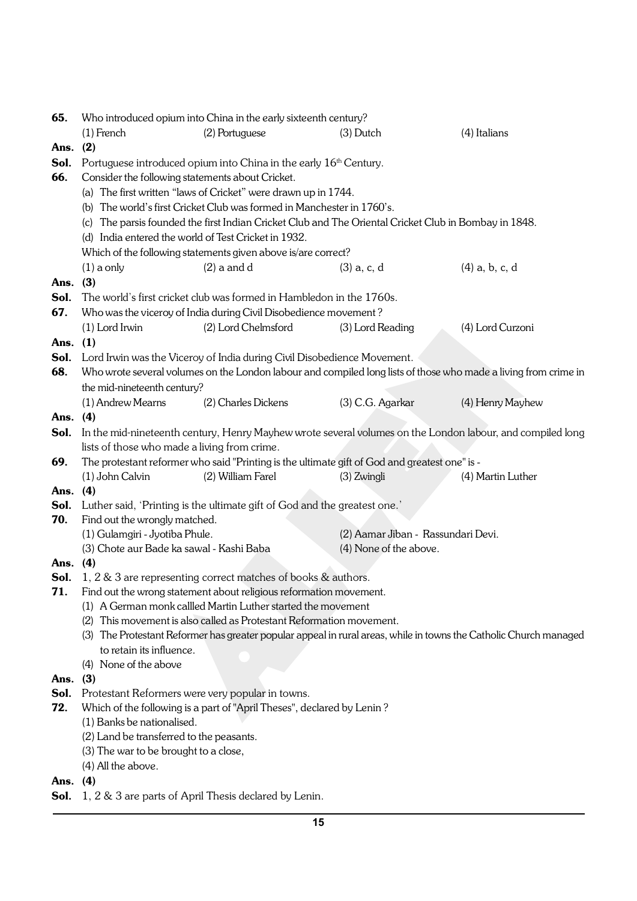**65.** Who introduced opium into China in the early sixteenth century?

(1) French (2) Portuguese (3) Dutch (4) Italians

**Ans. (2)**

**Sol.** Portuguese introduced opium into China in the early 16th Century.

**66.** Consider the following statements about Cricket.

(a) The first written "laws of Cricket" were drawn up in 1744.

(b) The world's first Cricket Club was formed in Manchester in 1760's.

(c) The parsis founded the first Indian Cricket Club and The Oriental Cricket Club in Bombay in 1848.

(d) India entered the world of Test Cricket in 1932.

Which of the following statements given above is/are correct?

(1) a only (2) a and d (3) a, c, d (4) a, b, c, d

**Ans. (3)**

**Sol.** The world's first cricket club was formed in Hambledon in the 1760s.

**67.** Who was the viceroy of India during Civil Disobedience movement ?

(1) Lord Irwin (2) Lord Chelmsford (3) Lord Reading (4) Lord Curzoni

**Ans. (1)**

**Sol.** Lord Irwin was the Viceroy of India during Civil Disobedience Movement.

**68.** Who wrote several volumes on the London labour and compiled long lists of those who made a living from crime in the mid-nineteenth century?

(1) Andrew Mearns (2) Charles Dickens (3) C.G. Agarkar (4) Henry Mayhew

**Ans. (4)**

**Sol.** In the mid-nineteenth century, Henry Mayhew wrote several volumes on the London labour, and compiled long lists of those who made a living from crime.

**69.** The protestant reformer who said "Printing is the ultimate gift of God and greatest one" is -

(1) John Calvin (2) William Farel (3) Zwingli (4) Martin Luther

**Ans. (4)**

**Sol.** Luther said, 'Printing is the ultimate gift of God and the greatest one.'

**70.** Find out the wrongly matched.

(1) Gulamgiri - Jyotiba Phule.

(2) Aamar Jiban - Rassundari Devi.

(3) Chote aur Bade ka sawal - Kashi Baba

(4) None of the above.

**Ans. (4)**

**Sol.** 1, 2 & 3 are representing correct matches of books & authors.

**71.** Find out the wrong statement about religious reformation movement.

(1) A German monk callled Martin Luther started the movement

(2) This movement is also called as Protestant Reformation movement.

(3) The Protestant Reformer has greater popular appeal in rural areas, while in towns the Catholic Church managed to retain its influence.

(4) None of the above

**Ans. (3)**

**Sol.** Protestant Reformers were very popular in towns.

**72.** Which of the following is a part of "April Theses", declared by Lenin ?

(1) Banks be nationalised.

(2) Land be transferred to the peasants.

(3) The war to be brought to a close,

(4) All the above.

**Ans. (4)**

**Sol.** 1, 2 & 3 are parts of April Thesis declared by Lenin.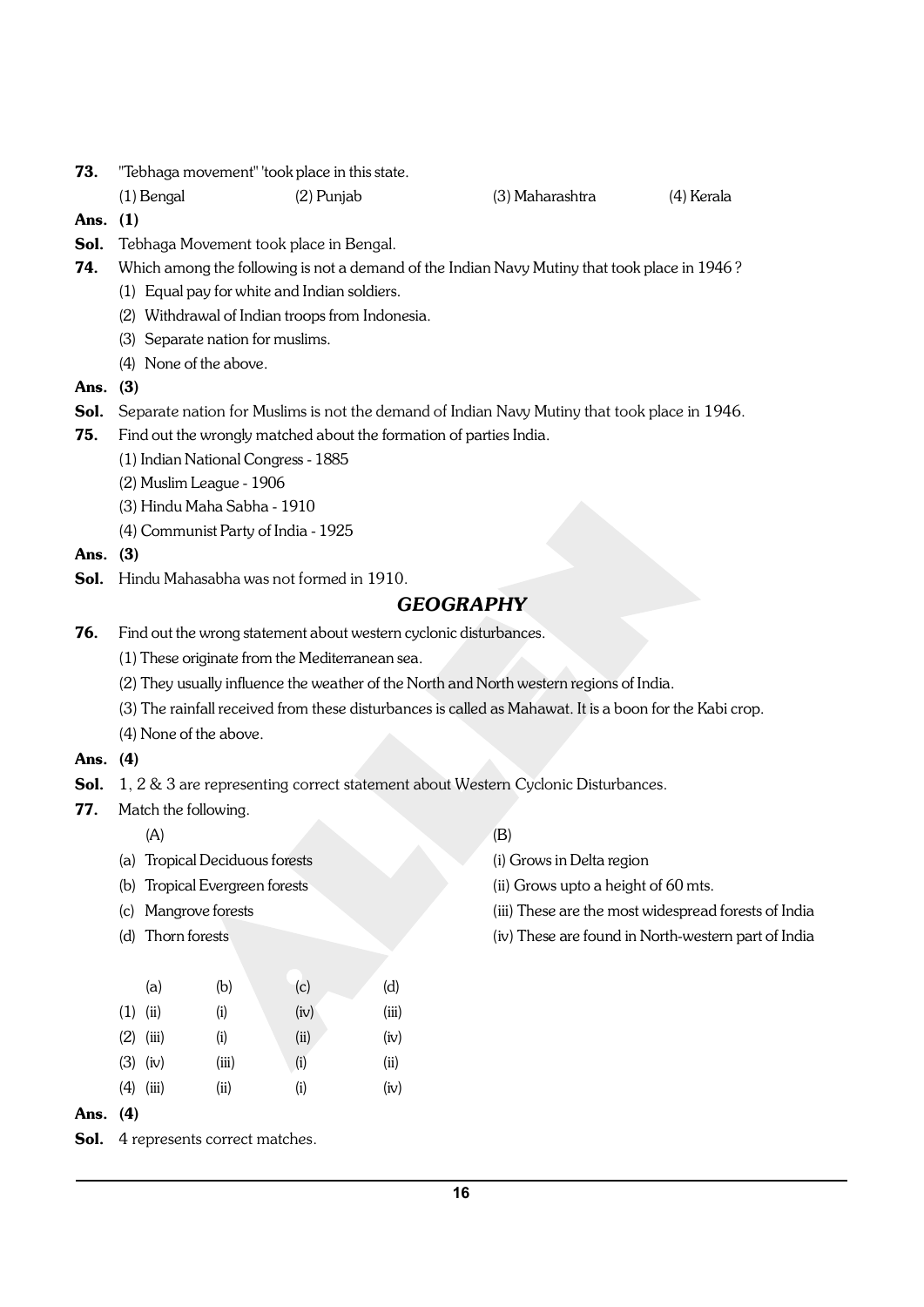**73.** "Tebhaga movement" 'took place in this state.

(1) Bengal (2) Punjab (3) Maharashtra (4) Kerala

**Ans. (1)**

**Sol.** Tebhaga Movement took place in Bengal.

**74.** Which among the following is not a demand of the Indian Navy Mutiny that took place in 1946 ?

(1) Equal pay for white and Indian soldiers.

(2) Withdrawal of Indian troops from Indonesia.

(3) Separate nation for muslims.

(4) None of the above.

**Ans. (3)**

**Sol.** Separate nation for Muslims is not the demand of Indian Navy Mutiny that took place in 1946.

**75.** Find out the wrongly matched about the formation of parties India.

(1) Indian National Congress - 1885

(2) Muslim League - 1906

(3) Hindu Maha Sabha - 1910

(4) Communist Party of India - 1925

**Ans. (3)**

**Sol.** Hindu Mahasabha was not formed in 1910.

## *GEOGRAPHY*

**76.** Find out the wrong statement about western cyclonic disturbances.

(1) These originate from the Mediterranean sea.

(2) They usually influence the weather of the North and North western regions of India.

(3) The rainfall received from these disturbances is called as Mahawat. It is a boon for the Kabi crop.

(4) None of the above.

**Ans. (4)**

**Sol.** 1, 2 & 3 are representing correct statement about Western Cyclonic Disturbances.

**77.** Match the following.

| (A) | (B) |
|---|---|
| (a) Tropical Deciduous forests | (i) Grows in Delta region |
| (b) Tropical Evergreen forests | (ii) Grows upto a height of 60 mts. |
| (c) Mangrove forests | (iii) These are the most widespread forests of India |
| (d) Thorn forests | (iv) These are found in North-western part of India |

| | (a) | (b) | (c) | (d) |
|---|---|---|---|---|
| (1) | (ii) | (i) | (iv) | (iii) |
| (2) | (iii) | (i) | (ii) | (iv) |
| (3) | (iv) | (iii) | (i) | (ii) |
| (4) | (iii) | (ii) | (i) | (iv) |

**Ans. (4)**

**Sol.** 4 represents correct matches.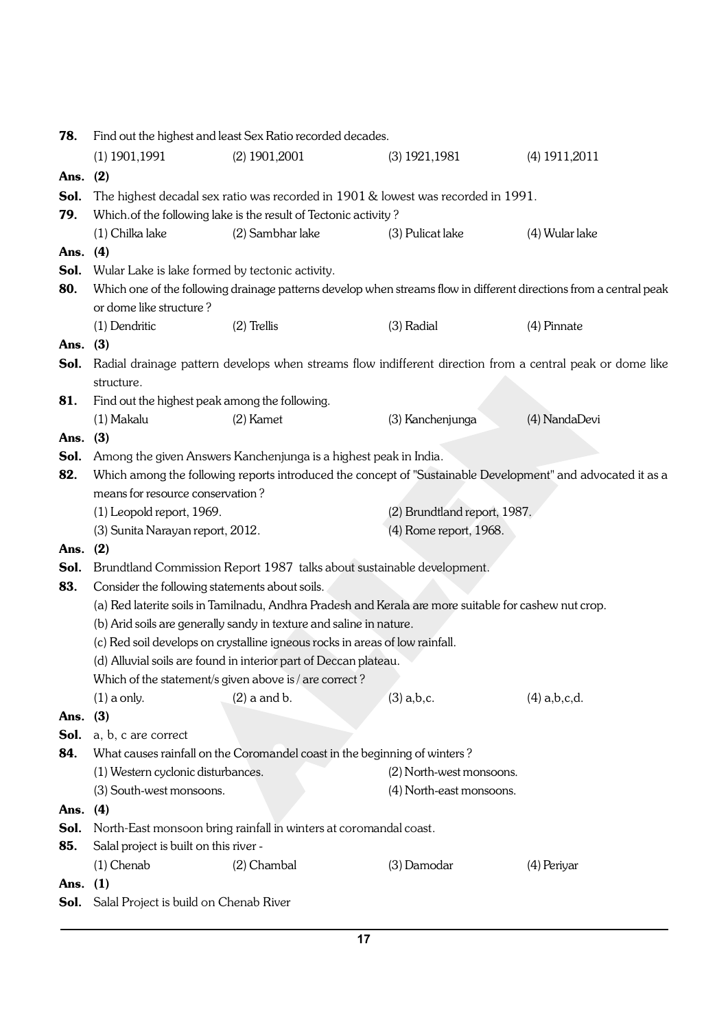**78.** Find out the highest and least Sex Ratio recorded decades.

(1) 1901,1991 (2) 1901,2001 (3) 1921,1981 (4) 1911,2011

**Ans. (2)**

**Sol.** The highest decadal sex ratio was recorded in 1901 & lowest was recorded in 1991.

**79.** Which.of the following lake is the result of Tectonic activity ?

(1) Chilka lake (2) Sambhar lake (3) Pulicat lake (4) Wular lake

**Ans. (4)**

**Sol.** Wular Lake is lake formed by tectonic activity.

**80.** Which one of the following drainage patterns develop when streams flow in different directions from a central peak or dome like structure ?

(1) Dendritic (2) Trellis (3) Radial (4) Pinnate

**Ans. (3)**

**Sol.** Radial drainage pattern develops when streams flow indifferent direction from a central peak or dome like structure.

**81.** Find out the highest peak among the following.

(1) Makalu (2) Kamet (3) Kanchenjunga (4) NandaDevi

**Ans. (3)**

**Sol.** Among the given Answers Kanchenjunga is a highest peak in India.

**82.** Which among the following reports introduced the concept of "Sustainable Development" and advocated it as a means for resource conservation ?

(1) Leopold report, 1969. (2) Brundtland report, 1987.

(3) Sunita Narayan report, 2012. (4) Rome report, 1968.

**Ans. (2)**

**Sol.** Brundtland Commission Report 1987 talks about sustainable development.

**83.** Consider the following statements about soils.

(a) Red laterite soils in Tamilnadu, Andhra Pradesh and Kerala are more suitable for cashew nut crop.

(b) Arid soils are generally sandy in texture and saline in nature.

(c) Red soil develops on crystalline igneous rocks in areas of low rainfall.

(d) Alluvial soils are found in interior part of Deccan plateau.

Which of the statement/s given above is / are correct ?

(1) a only. (2) a and b. (3) a,b,c. (4) a,b,c,d.

**Ans. (3)**

**Sol.** a, b, c are correct

**84.** What causes rainfall on the Coromandel coast in the beginning of winters ?

(1) Western cyclonic disturbances. (2) North-west monsoons.

(3) South-west monsoons. (4) North-east monsoons.

**Ans. (4)**

**Sol.** North-East monsoon bring rainfall in winters at coromandal coast.

**85.** Salal project is built on this river -

(1) Chenab (2) Chambal (3) Damodar (4) Periyar

**Ans. (1)**

**Sol.** Salal Project is build on Chenab River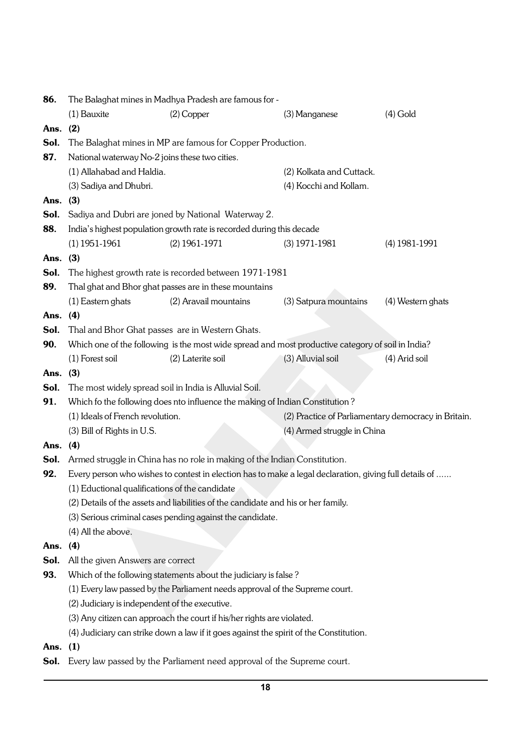**86.** The Balaghat mines in Madhya Pradesh are famous for -

(1) Bauxite (2) Copper (3) Manganese (4) Gold

**Ans. (2)**

**Sol.** The Balaghat mines in MP are famous for Copper Production.

**87.** National waterway No-2 joins these two cities.

(1) Allahabad and Haldia. (2) Kolkata and Cuttack.

(3) Sadiya and Dhubri. (4) Kocchi and Kollam.

**Ans. (3)**

**Sol.** Sadiya and Dubri are joned by National Waterway 2.

**88.** India's highest population growth rate is recorded during this decade

(1) 1951-1961 (2) 1961-1971 (3) 1971-1981 (4) 1981-1991

**Ans. (3)**

**Sol.** The highest growth rate is recorded between 1971-1981

**89.** Thal ghat and Bhor ghat passes are in these mountains

(1) Eastern ghats (2) Aravail mountains (3) Satpura mountains (4) Western ghats

**Ans. (4)**

**Sol.** Thal and Bhor Ghat passes are in Western Ghats.

**90.** Which one of the following is the most wide spread and most productive category of soil in India?

(1) Forest soil (2) Laterite soil (3) Alluvial soil (4) Arid soil

**Ans. (3)**

**Sol.** The most widely spread soil in India is Alluvial Soil.

**91.** Which fo the following does nto influence the making of Indian Constitution ?

(1) Ideals of French revolution. (2) Practice of Parliamentary democracy in Britain.

(3) Bill of Rights in U.S. (4) Armed struggle in China

**Ans. (4)**

**Sol.** Armed struggle in China has no role in making of the Indian Constitution.

**92.** Every person who wishes to contest in election has to make a legal declaration, giving full details of ......

(1) Eductional qualifications of the candidate

(2) Details of the assets and liabilities of the candidate and his or her family.

(3) Serious criminal cases pending against the candidate.

(4) All the above.

**Ans. (4)**

**Sol.** All the given Answers are correct

**93.** Which of the following statements about the judiciary is false ?

(1) Every law passed by the Parliament needs approval of the Supreme court.

(2) Judiciary is independent of the executive.

(3) Any citizen can approach the court if his/her rights are violated.

(4) Judiciary can strike down a law if it goes against the spirit of the Constitution.

**Ans. (1)**

**Sol.** Every law passed by the Parliament need approval of the Supreme court.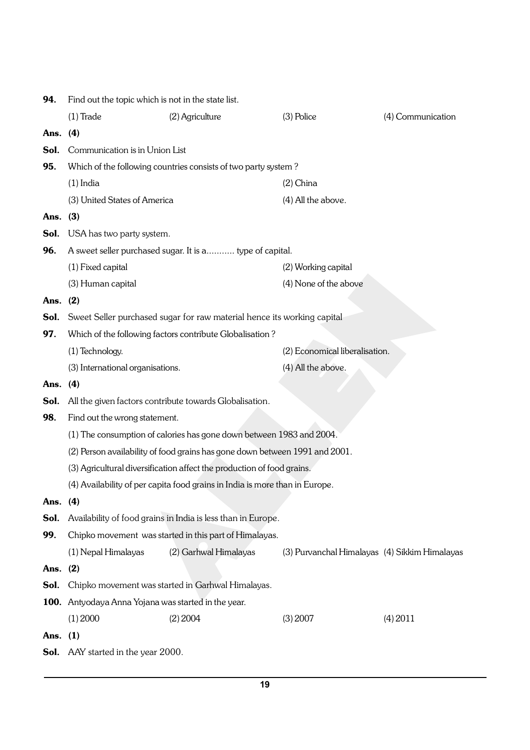**94.** Find out the topic which is not in the state list.

(1) Trade (2) Agriculture (3) Police (4) Communication

**Ans. (4)**

**Sol.** Communication is in Union List

**95.** Which of the following countries consists of two party system ?

(1) India (2) China

(3) United States of America (4) All the above.

**Ans. (3)**

**Sol.** USA has two party system.

**96.** A sweet seller purchased sugar. It is a........... type of capital.

(1) Fixed capital (2) Working capital

(3) Human capital (4) None of the above

**Ans. (2)**

**Sol.** Sweet Seller purchased sugar for raw material hence its working capital

**97.** Which of the following factors contribute Globalisation ?

(1) Technology. (2) Economical liberalisation.

(3) International organisations. (4) All the above.

**Ans. (4)**

**Sol.** All the given factors contribute towards Globalisation.

**98.** Find out the wrong statement.

(1) The consumption of calories has gone down between 1983 and 2004.

(2) Person availability of food grains has gone down between 1991 and 2001.

(3) Agricultural diversification affect the production of food grains.

(4) Availability of per capita food grains in India is more than in Europe.

**Ans. (4)**

**Sol.** Availability of food grains in India is less than in Europe.

**99.** Chipko movement was started in this part of Himalayas.

(1) Nepal Himalayas (2) Garhwal Himalayas (3) Purvanchal Himalayas (4) Sikkim Himalayas

**Ans. (2)**

**Sol.** Chipko movement was started in Garhwal Himalayas.

**100.** Antyodaya Anna Yojana was started in the year.

(1) 2000 (2) 2004 (3) 2007 (4) 2011

**Ans. (1)**

**Sol.** AAY started in the year 2000.